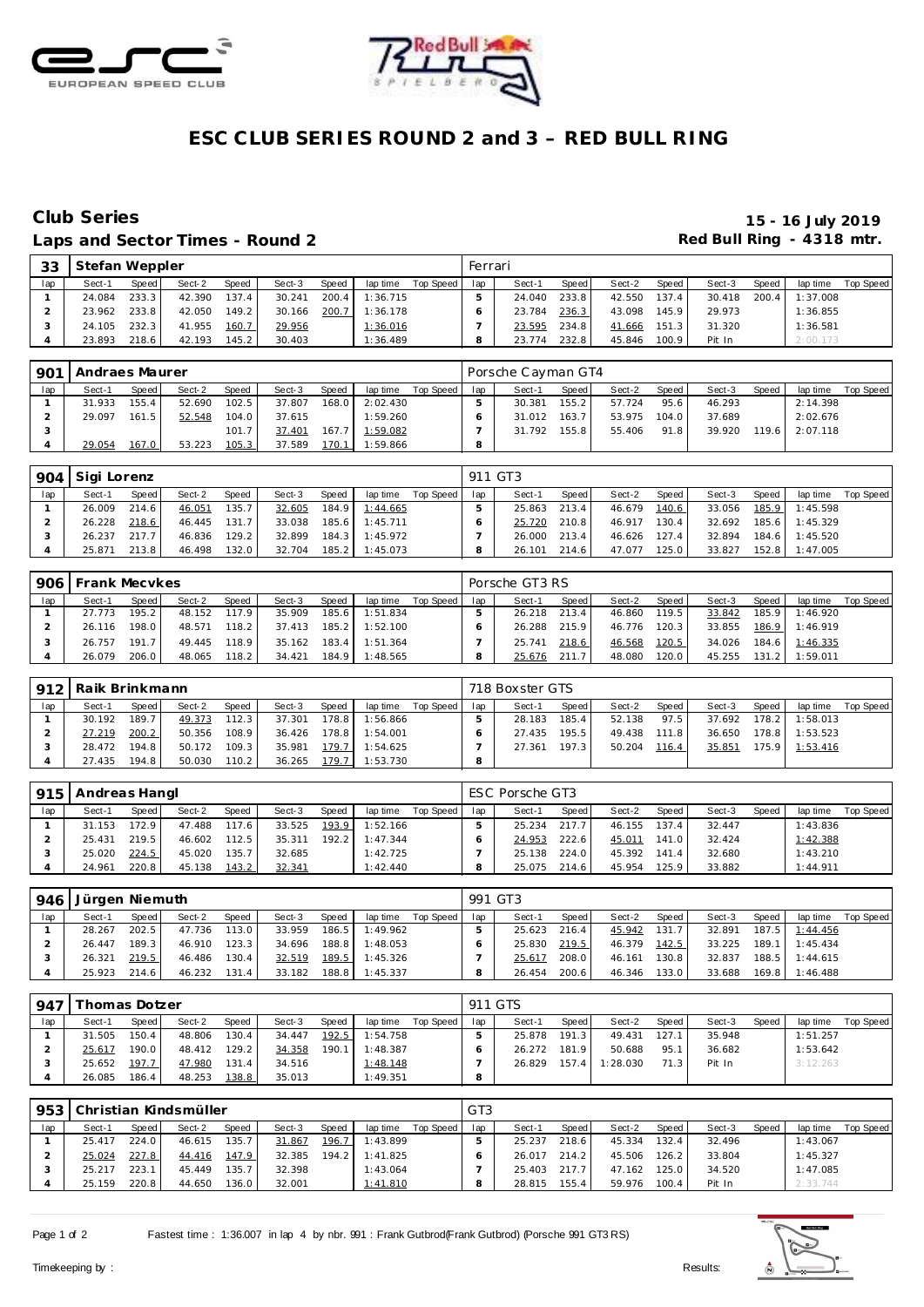# ESC CLUB SERIES ROUND 2 and 3 – RED BULL RING

## Club Series

**15 - 16 July 2019**

### Laps and Sector Times - Round 2

**Red Bull Ring - 4318 mtr.**

| 33 | Stefan Weppler | | | | | | | | Ferrari | | | | | | | | |
|---|---|---|---|---|---|---|---|---|---|---|---|---|---|---|---|---|---|
| lap | Sect-1 | Speed | Sect-2 | Speed | Sect-3 | Speed | lap time | Top Speed | lap | Sect-1 | Speed | Sect-2 | Speed | Sect-3 | Speed | lap time | Top Speed |
| 1 | 24.084 | 233.3 | 42.390 | 137.4 | 30.241 | 200.4 | 1:36.715 | | 5 | 24.040 | 233.8 | 42.550 | 137.4 | 30.418 | 200.4 | 1:37.008 | |
| 2 | 23.962 | 233.8 | 42.050 | 149.2 | 30.166 | 200.7 | 1:36.178 | | 6 | 23.784 | 236.3 | 43.098 | 145.9 | 29.973 | | 1:36.855 | |
| 3 | 24.105 | 232.3 | 41.955 | 160.7 | 29.956 | | 1:36.016 | | 7 | 23.595 | 234.8 | 41.666 | 151.3 | 31.320 | | 1:36.581 | |
| 4 | 23.893 | 218.6 | 42.193 | 145.2 | 30.403 | | 1:36.489 | | 8 | 23.774 | 232.8 | 45.846 | 100.9 | Pit In | | 2:00.173 | |

| 901 | Andraes Maurer | | | | | | | | Porsche Cayman GT4 | | | | | | | | |
|---|---|---|---|---|---|---|---|---|---|---|---|---|---|---|---|---|---|
| lap | Sect-1 | Speed | Sect-2 | Speed | Sect-3 | Speed | lap time | Top Speed | lap | Sect-1 | Speed | Sect-2 | Speed | Sect-3 | Speed | lap time | Top Speed |
| 1 | 31.933 | 155.4 | 52.690 | 102.5 | 37.807 | 168.0 | 2:02.430 | | 5 | 30.381 | 155.2 | 57.724 | 95.6 | 46.293 | | 2:14.398 | |
| 2 | 29.097 | 161.5 | 52.548 | 104.0 | 37.615 | | 1:59.260 | | 6 | 31.012 | 163.7 | 53.975 | 104.0 | 37.689 | | 2:02.676 | |
| 3 | | | | 101.7 | 37.401 | 167.7 | 1:59.082 | | 7 | 31.792 | 155.8 | 55.406 | 91.8 | 39.920 | 119.6 | 2:07.118 | |
| 4 | 29.054 | 167.0 | 53.223 | 105.3 | 37.589 | 170.1 | 1:59.866 | | 8 | | | | | | | | |

| 904 | Sigi Lorenz | | | | | | | | 911 GT3 | | | | | | | | |
|---|---|---|---|---|---|---|---|---|---|---|---|---|---|---|---|---|---|
| lap | Sect-1 | Speed | Sect-2 | Speed | Sect-3 | Speed | lap time | Top Speed | lap | Sect-1 | Speed | Sect-2 | Speed | Sect-3 | Speed | lap time | Top Speed |
| 1 | 26.009 | 214.6 | 46.051 | 135.7 | 32.605 | 184.9 | 1:44.665 | | 5 | 25.863 | 213.4 | 46.679 | 140.6 | 33.056 | 185.9 | 1:45.598 | |
| 2 | 26.228 | 218.6 | 46.445 | 131.7 | 33.038 | 185.6 | 1:45.711 | | 6 | 25.720 | 210.8 | 46.917 | 130.4 | 32.692 | 185.6 | 1:45.329 | |
| 3 | 26.237 | 217.7 | 46.836 | 129.2 | 32.899 | 184.3 | 1:45.972 | | 7 | 26.000 | 213.4 | 46.626 | 127.4 | 32.894 | 184.6 | 1:45.520 | |
| 4 | 25.871 | 213.8 | 46.498 | 132.0 | 32.704 | 185.2 | 1:45.073 | | 8 | 26.101 | 214.6 | 47.077 | 125.0 | 33.827 | 152.8 | 1:47.005 | |

| 906 | Frank Mecvkes | | | | | | | | Porsche GT3 RS | | | | | | | | |
|---|---|---|---|---|---|---|---|---|---|---|---|---|---|---|---|---|---|
| lap | Sect-1 | Speed | Sect-2 | Speed | Sect-3 | Speed | lap time | Top Speed | lap | Sect-1 | Speed | Sect-2 | Speed | Sect-3 | Speed | lap time | Top Speed |
| 1 | 27.773 | 195.2 | 48.152 | 117.9 | 35.909 | 185.6 | 1:51.834 | | 5 | 26.218 | 213.4 | 46.860 | 119.5 | 33.842 | 185.9 | 1:46.920 | |
| 2 | 26.116 | 198.0 | 48.571 | 118.2 | 37.413 | 185.2 | 1:52.100 | | 6 | 26.288 | 215.9 | 46.776 | 120.3 | 33.855 | 186.9 | 1:46.919 | |
| 3 | 26.757 | 191.7 | 49.445 | 118.9 | 35.162 | 183.4 | 1:51.364 | | 7 | 25.741 | 218.6 | 46.568 | 120.5 | 34.026 | 184.6 | 1:46.335 | |
| 4 | 26.079 | 206.0 | 48.065 | 118.2 | 34.421 | 184.9 | 1:48.565 | | 8 | 25.676 | 211.7 | 48.080 | 120.0 | 45.255 | 131.2 | 1:59.011 | |

| 912 | Raik Brinkmann | | | | | | | | 718 Boxster GTS | | | | | | | | |
|---|---|---|---|---|---|---|---|---|---|---|---|---|---|---|---|---|---|
| lap | Sect-1 | Speed | Sect-2 | Speed | Sect-3 | Speed | lap time | Top Speed | lap | Sect-1 | Speed | Sect-2 | Speed | Sect-3 | Speed | lap time | Top Speed |
| 1 | 30.192 | 189.7 | 49.373 | 112.3 | 37.301 | 178.8 | 1:56.866 | | 5 | 28.183 | 185.4 | 52.138 | 97.5 | 37.692 | 178.2 | 1:58.013 | |
| 2 | 27.219 | 200.2 | 50.356 | 108.9 | 36.426 | 178.8 | 1:54.001 | | 6 | 27.435 | 195.5 | 49.438 | 111.8 | 36.650 | 178.8 | 1:53.523 | |
| 3 | 28.472 | 194.8 | 50.172 | 109.3 | 35.981 | 179.7 | 1:54.625 | | 7 | 27.361 | 197.3 | 50.204 | 116.4 | 35.851 | 175.9 | 1:53.416 | |
| 4 | 27.435 | 194.8 | 50.030 | 110.2 | 36.265 | 179.7 | 1:53.730 | | 8 | | | | | | | | |

| 915 | Andreas Hangl | | | | | | | | ESC Porsche GT3 | | | | | | | | |
|---|---|---|---|---|---|---|---|---|---|---|---|---|---|---|---|---|---|
| lap | Sect-1 | Speed | Sect-2 | Speed | Sect-3 | Speed | lap time | Top Speed | lap | Sect-1 | Speed | Sect-2 | Speed | Sect-3 | Speed | lap time | Top Speed |
| 1 | 31.153 | 172.9 | 47.488 | 117.6 | 33.525 | 193.9 | 1:52.166 | | 5 | 25.234 | 217.7 | 46.155 | 137.4 | 32.447 | | 1:43.836 | |
| 2 | 25.431 | 219.5 | 46.602 | 112.5 | 35.311 | 192.2 | 1:47.344 | | 6 | 24.953 | 222.6 | 45.011 | 141.0 | 32.424 | | 1:42.388 | |
| 3 | 25.020 | 224.5 | 45.020 | 135.7 | 32.685 | | 1:42.725 | | 7 | 25.138 | 224.0 | 45.392 | 141.4 | 32.680 | | 1:43.210 | |
| 4 | 24.961 | 220.8 | 45.138 | 143.2 | 32.341 | | 1:42.440 | | 8 | 25.075 | 214.6 | 45.954 | 125.9 | 33.882 | | 1:44.911 | |

| 946 | Jürgen Niemuth | | | | | | | | 991 GT3 | | | | | | | | |
|---|---|---|---|---|---|---|---|---|---|---|---|---|---|---|---|---|---|
| lap | Sect-1 | Speed | Sect-2 | Speed | Sect-3 | Speed | lap time | Top Speed | lap | Sect-1 | Speed | Sect-2 | Speed | Sect-3 | Speed | lap time | Top Speed |
| 1 | 28.267 | 202.5 | 47.736 | 113.0 | 33.959 | 186.5 | 1:49.962 | | 5 | 25.623 | 216.4 | 45.942 | 131.7 | 32.891 | 187.5 | 1:44.456 | |
| 2 | 26.447 | 189.3 | 46.910 | 123.3 | 34.696 | 188.8 | 1:48.053 | | 6 | 25.830 | 219.5 | 46.379 | 142.5 | 33.225 | 189.1 | 1:45.434 | |
| 3 | 26.321 | 219.5 | 46.486 | 130.4 | 32.519 | 189.5 | 1:45.326 | | 7 | 25.617 | 208.0 | 46.161 | 130.8 | 32.837 | 188.5 | 1:44.615 | |
| 4 | 25.923 | 214.6 | 46.232 | 131.4 | 33.182 | 188.8 | 1:45.337 | | 8 | 26.454 | 200.6 | 46.346 | 133.0 | 33.688 | 169.8 | 1:46.488 | |

| 947 | Thomas Dotzer | | | | | | | | 911 GTS | | | | | | | | |
|---|---|---|---|---|---|---|---|---|---|---|---|---|---|---|---|---|---|
| lap | Sect-1 | Speed | Sect-2 | Speed | Sect-3 | Speed | lap time | Top Speed | lap | Sect-1 | Speed | Sect-2 | Speed | Sect-3 | Speed | lap time | Top Speed |
| 1 | 31.505 | 150.4 | 48.806 | 130.4 | 34.447 | 192.5 | 1:54.758 | | 5 | 25.878 | 191.3 | 49.431 | 127.1 | 35.948 | | 1:51.257 | |
| 2 | 25.617 | 190.0 | 48.412 | 129.2 | 34.358 | 190.1 | 1:48.387 | | 6 | 26.272 | 181.9 | 50.688 | 95.1 | 36.682 | | 1:53.642 | |
| 3 | 25.652 | 197.7 | 47.980 | 131.4 | 34.516 | | 1:48.148 | | 7 | 26.829 | 157.4 | 1:28.030 | 71.3 | Pit In | | 3:12.263 | |
| 4 | 26.085 | 186.4 | 48.253 | 138.8 | 35.013 | | 1:49.351 | | 8 | | | | | | | | |

| 953 | Christian Kindsmüller | | | | | | | | GT3 | | | | | | | | |
|---|---|---|---|---|---|---|---|---|---|---|---|---|---|---|---|---|---|
| lap | Sect-1 | Speed | Sect-2 | Speed | Sect-3 | Speed | lap time | Top Speed | lap | Sect-1 | Speed | Sect-2 | Speed | Sect-3 | Speed | lap time | Top Speed |
| 1 | 25.417 | 224.0 | 46.615 | 135.7 | 31.867 | 196.7 | 1:43.899 | | 5 | 25.237 | 218.6 | 45.334 | 132.4 | 32.496 | | 1:43.067 | |
| 2 | 25.024 | 227.8 | 44.416 | 147.9 | 32.385 | 194.2 | 1:41.825 | | 6 | 26.017 | 214.2 | 45.506 | 126.2 | 33.804 | | 1:45.327 | |
| 3 | 25.217 | 223.1 | 45.449 | 135.7 | 32.398 | | 1:43.064 | | 7 | 25.403 | 217.7 | 47.162 | 125.0 | 34.520 | | 1:47.085 | |
| 4 | 25.159 | 220.8 | 44.650 | 136.0 | 32.001 | | 1:41.810 | | 8 | 28.815 | 155.4 | 59.976 | 100.4 | Pit In | | 2:33.744 | |

Fastest time : 1:36.007 in lap 4 by nbr. 991 : Frank Gutbrod(Frank Gutbrod) (Porsche 991 GT3 RS)

Timekeeping by : Results: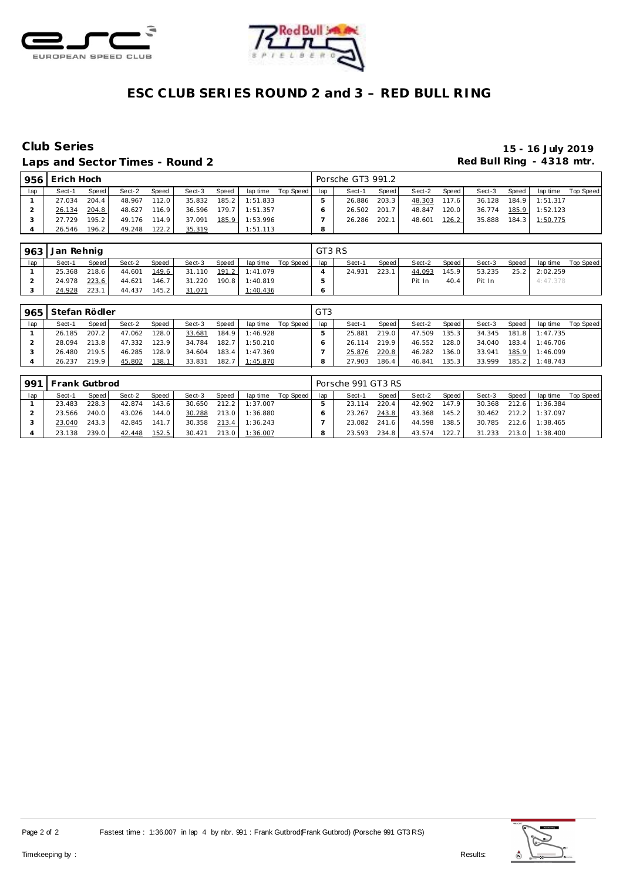# ESC CLUB SERIES ROUND 2 and 3 – RED BULL RING

## Club Series

**15 - 16 July 2019**

### Laps and Sector Times - Round 2

**Red Bull Ring - 4318 mtr.**

| 956 | Erich Hoch | | | | | | | | Porsche GT3 991.2 | | | | | | | | |
|---|---|---|---|---|---|---|---|---|---|---|---|---|---|---|---|---|---|
| lap | Sect-1 | Speed | Sect-2 | Speed | Sect-3 | Speed | lap time | Top Speed | lap | Sect-1 | Speed | Sect-2 | Speed | Sect-3 | Speed | lap time | Top Speed |
| 1 | 27.034 | 204.4 | 48.967 | 112.0 | 35.832 | 185.2 | 1:51.833 | | 5 | 26.886 | 203.3 | 48.303 | 117.6 | 36.128 | 184.9 | 1:51.317 | |
| 2 | 26.134 | 204.8 | 48.627 | 116.9 | 36.596 | 179.7 | 1:51.357 | | 6 | 26.502 | 201.7 | 48.847 | 120.0 | 36.774 | 185.9 | 1:52.123 | |
| 3 | 27.729 | 195.2 | 49.176 | 114.9 | 37.091 | 185.9 | 1:53.996 | | 7 | 26.286 | 202.1 | 48.601 | 126.2 | 35.888 | 184.3 | 1:50.775 | |
| 4 | 26.546 | 196.2 | 49.248 | 122.2 | 35.319 | | 1:51.113 | | 8 | | | | | | | | |

| 963 | Jan Rehnig | | | | | | | | GT3 RS | | | | | | | | |
|---|---|---|---|---|---|---|---|---|---|---|---|---|---|---|---|---|---|
| lap | Sect-1 | Speed | Sect-2 | Speed | Sect-3 | Speed | lap time | Top Speed | lap | Sect-1 | Speed | Sect-2 | Speed | Sect-3 | Speed | lap time | Top Speed |
| 1 | 25.368 | 218.6 | 44.601 | 149.6 | 31.110 | 191.2 | 1:41.079 | | 4 | 24.931 | 223.1 | 44.093 | 145.9 | 53.235 | 25.2 | 2:02.259 | |
| 2 | 24.978 | 223.6 | 44.621 | 146.7 | 31.220 | 190.8 | 1:40.819 | | 5 | | | Pit In | 40.4 | Pit In | | 4:47.378 | |
| 3 | 24.928 | 223.1 | 44.437 | 145.2 | 31.071 | | 1:40.436 | | 6 | | | | | | | | |

| 965 | Stefan Rödler | | | | | | | | GT3 | | | | | | | | |
|---|---|---|---|---|---|---|---|---|---|---|---|---|---|---|---|---|---|
| lap | Sect-1 | Speed | Sect-2 | Speed | Sect-3 | Speed | lap time | Top Speed | lap | Sect-1 | Speed | Sect-2 | Speed | Sect-3 | Speed | lap time | Top Speed |
| 1 | 26.185 | 207.2 | 47.062 | 128.0 | 33.681 | 184.9 | 1:46.928 | | 5 | 25.881 | 219.0 | 47.509 | 135.3 | 34.345 | 181.8 | 1:47.735 | |
| 2 | 28.094 | 213.8 | 47.332 | 123.9 | 34.784 | 182.7 | 1:50.210 | | 6 | 26.114 | 219.9 | 46.552 | 128.0 | 34.040 | 183.4 | 1:46.706 | |
| 3 | 26.480 | 219.5 | 46.285 | 128.9 | 34.604 | 183.4 | 1:47.369 | | 7 | 25.876 | 220.8 | 46.282 | 136.0 | 33.941 | 185.9 | 1:46.099 | |
| 4 | 26.237 | 219.9 | 45.802 | 138.1 | 33.831 | 182.7 | 1:45.870 | | 8 | 27.903 | 186.4 | 46.841 | 135.3 | 33.999 | 185.2 | 1:48.743 | |

| 991 | Frank Gutbrod | | | | | | | | Porsche 991 GT3 RS | | | | | | | | |
|---|---|---|---|---|---|---|---|---|---|---|---|---|---|---|---|---|---|
| lap | Sect-1 | Speed | Sect-2 | Speed | Sect-3 | Speed | lap time | Top Speed | lap | Sect-1 | Speed | Sect-2 | Speed | Sect-3 | Speed | lap time | Top Speed |
| 1 | 23.483 | 228.3 | 42.874 | 143.6 | 30.650 | 212.2 | 1:37.007 | | 5 | 23.114 | 220.4 | 42.902 | 147.9 | 30.368 | 212.6 | 1:36.384 | |
| 2 | 23.566 | 240.0 | 43.026 | 144.0 | 30.288 | 213.0 | 1:36.880 | | 6 | 23.267 | 243.8 | 43.368 | 145.2 | 30.462 | 212.2 | 1:37.097 | |
| 3 | 23.040 | 243.3 | 42.845 | 141.7 | 30.358 | 213.4 | 1:36.243 | | 7 | 23.082 | 241.6 | 44.598 | 138.5 | 30.785 | 212.6 | 1:38.465 | |
| 4 | 23.138 | 239.0 | 42.448 | 152.5 | 30.421 | 213.0 | 1:36.007 | | 8 | 23.593 | 234.8 | 43.574 | 122.7 | 31.233 | 213.0 | 1:38.400 | |

Fastest time : 1:36.007 in lap 4 by nbr. 991 : Frank Gutbrod(Frank Gutbrod) (Porsche 991 GT3 RS)

Timekeeping by :

Results: